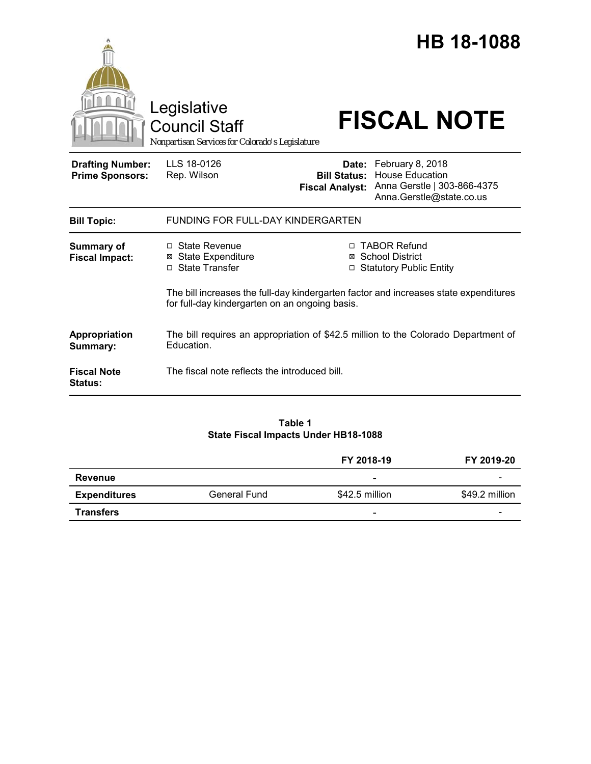# HB 18-1088

Legislative Council Staff

*Nonpartisan Services for Colorado's Legislature*

# FISCAL NOTE

| | | | |
|---|---|---|---|
| **Drafting Number:** | LLS 18-0126 | **Date:** | February 8, 2018 |
| **Prime Sponsors:** | Rep. Wilson | **Bill Status:** | House Education |
| | | **Fiscal Analyst:** | Anna Gerstle \| 303-866-4375 Anna.Gerstle@state.co.us |

**Bill Topic:** FUNDING FOR FULL-DAY KINDERGARTEN

**Summary of Fiscal Impact:**

- ☐ State Revenue
- ☒ State Expenditure
- ☐ State Transfer
- ☐ TABOR Refund
- ☒ School District
- ☐ Statutory Public Entity

The bill increases the full-day kindergarten factor and increases state expenditures for full-day kindergarten on an ongoing basis.

**Appropriation Summary:** The bill requires an appropriation of $42.5 million to the Colorado Department of Education.

**Fiscal Note Status:** The fiscal note reflects the introduced bill.

**Table 1**
**State Fiscal Impacts Under HB18-1088**

| | | FY 2018-19 | FY 2019-20 |
|---|---|---|---|
| **Revenue** | | - | - |
| **Expenditures** | General Fund | $42.5 million | $49.2 million |
| **Transfers** | | - | - |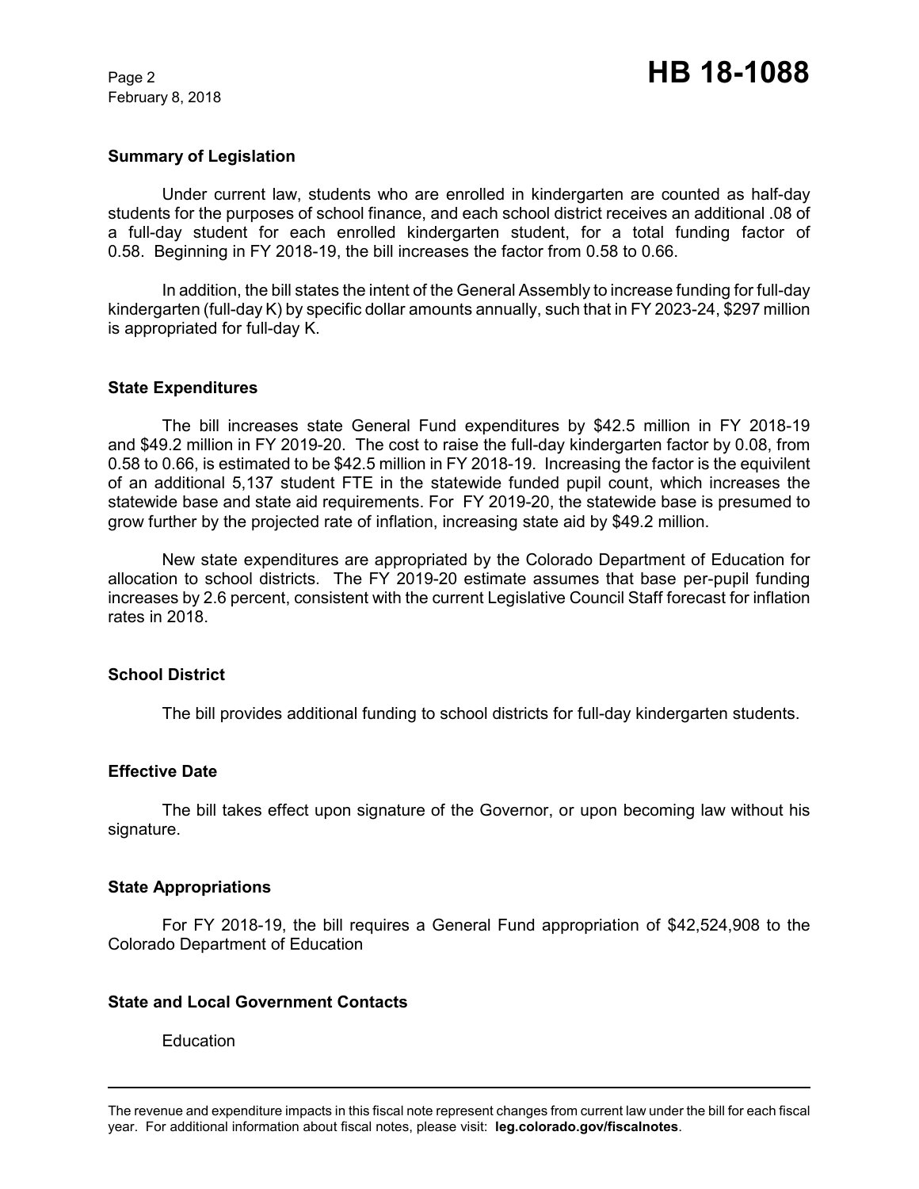## Summary of Legislation

Under current law, students who are enrolled in kindergarten are counted as half-day students for the purposes of school finance, and each school district receives an additional .08 of a full-day student for each enrolled kindergarten student, for a total funding factor of 0.58. Beginning in FY 2018-19, the bill increases the factor from 0.58 to 0.66.

In addition, the bill states the intent of the General Assembly to increase funding for full-day kindergarten (full-day K) by specific dollar amounts annually, such that in FY 2023-24, $297 million is appropriated for full-day K.

## State Expenditures

The bill increases state General Fund expenditures by $42.5 million in FY 2018-19 and $49.2 million in FY 2019-20. The cost to raise the full-day kindergarten factor by 0.08, from 0.58 to 0.66, is estimated to be $42.5 million in FY 2018-19. Increasing the factor is the equivilent of an additional 5,137 student FTE in the statewide funded pupil count, which increases the statewide base and state aid requirements. For FY 2019-20, the statewide base is presumed to grow further by the projected rate of inflation, increasing state aid by $49.2 million.

New state expenditures are appropriated by the Colorado Department of Education for allocation to school districts. The FY 2019-20 estimate assumes that base per-pupil funding increases by 2.6 percent, consistent with the current Legislative Council Staff forecast for inflation rates in 2018.

## School District

The bill provides additional funding to school districts for full-day kindergarten students.

## Effective Date

The bill takes effect upon signature of the Governor, or upon becoming law without his signature.

## State Appropriations

For FY 2018-19, the bill requires a General Fund appropriation of $42,524,908 to the Colorado Department of Education

## State and Local Government Contacts

Education

The revenue and expenditure impacts in this fiscal note represent changes from current law under the bill for each fiscal year. For additional information about fiscal notes, please visit: **leg.colorado.gov/fiscalnotes**.